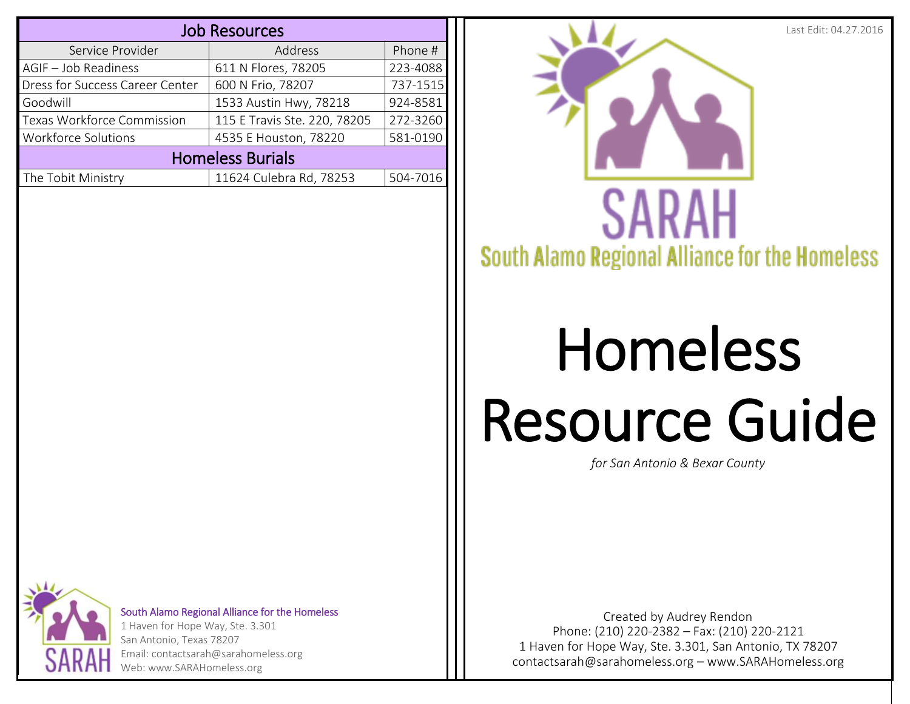## Job Resources

| Service Provider | Address | Phone # |
|---|---|---|
| AGIF – Job Readiness | 611 N Flores, 78205 | 223-4088 |
| Dress for Success Career Center | 600 N Frio, 78207 | 737-1515 |
| Goodwill | 1533 Austin Hwy, 78218 | 924-8581 |
| Texas Workforce Commission | 115 E Travis Ste. 220, 78205 | 272-3260 |
| Workforce Solutions | 4535 E Houston, 78220 | 581-0190 |

## Homeless Burials

| Service Provider | Address | Phone # |
|---|---|---|
| The Tobit Ministry | 11624 Culebra Rd, 78253 | 504-7016 |

South Alamo Regional Alliance for the Homeless
1 Haven for Hope Way, Ste. 3.301
San Antonio, Texas 78207
Email: contactsarah@sarahomeless.org
Web: www.SARAHomeless.org

Last Edit: 04.27.2016

SARAH

South Alamo Regional Alliance for the Homeless

# Homeless Resource Guide

*for San Antonio & Bexar County*

Created by Audrey Rendon
Phone: (210) 220-2382 – Fax: (210) 220-2121
1 Haven for Hope Way, Ste. 3.301, San Antonio, TX 78207
contactsarah@sarahomeless.org – www.SARAHomeless.org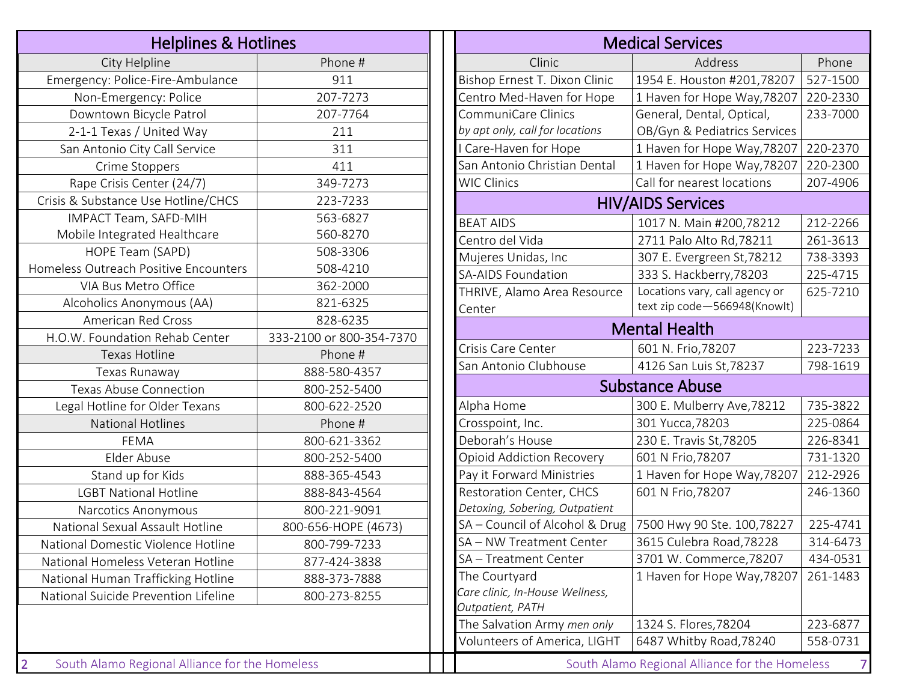## Helplines & Hotlines

| City Helpline | Phone # |
|---|---|
| Emergency: Police-Fire-Ambulance | 911 |
| Non-Emergency: Police | 207-7273 |
| Downtown Bicycle Patrol | 207-7764 |
| 2-1-1 Texas / United Way | 211 |
| San Antonio City Call Service | 311 |
| Crime Stoppers | 411 |
| Rape Crisis Center (24/7) | 349-7273 |
| Crisis & Substance Use Hotline/CHCS | 223-7233 |
| IMPACT Team, SAFD-MIH Mobile Integrated Healthcare | 563-6827 560-8270 |
| HOPE Team (SAPD) Homeless Outreach Positive Encounters | 508-3306 508-4210 |
| VIA Bus Metro Office | 362-2000 |
| Alcoholics Anonymous (AA) | 821-6325 |
| American Red Cross | 828-6235 |
| H.O.W. Foundation Rehab Center | 333-2100 or 800-354-7370 |
| **Texas Hotline** | **Phone #** |
| Texas Runaway | 888-580-4357 |
| Texas Abuse Connection | 800-252-5400 |
| Legal Hotline for Older Texans | 800-622-2520 |
| **National Hotlines** | **Phone #** |
| FEMA | 800-621-3362 |
| Elder Abuse | 800-252-5400 |
| Stand up for Kids | 888-365-4543 |
| LGBT National Hotline | 888-843-4564 |
| Narcotics Anonymous | 800-221-9091 |
| National Sexual Assault Hotline | 800-656-HOPE (4673) |
| National Domestic Violence Hotline | 800-799-7233 |
| National Homeless Veteran Hotline | 877-424-3838 |
| National Human Trafficking Hotline | 888-373-7888 |
| National Suicide Prevention Lifeline | 800-273-8255 |

## Medical Services

| Clinic | Address | Phone |
|---|---|---|
| Bishop Ernest T. Dixon Clinic | 1954 E. Houston #201,78207 | 527-1500 |
| Centro Med-Haven for Hope | 1 Haven for Hope Way,78207 | 220-2330 |
| CommuniCare Clinics *by apt only, call for locations* | General, Dental, Optical, OB/Gyn & Pediatrics Services | 233-7000 |
| I Care-Haven for Hope | 1 Haven for Hope Way,78207 | 220-2370 |
| San Antonio Christian Dental | 1 Haven for Hope Way,78207 | 220-2300 |
| WIC Clinics | Call for nearest locations | 207-4906 |

## HIV/AIDS Services

| Clinic | Address | Phone |
|---|---|---|
| BEAT AIDS | 1017 N. Main #200,78212 | 212-2266 |
| Centro del Vida | 2711 Palo Alto Rd,78211 | 261-3613 |
| Mujeres Unidas, Inc | 307 E. Evergreen St,78212 | 738-3393 |
| SA-AIDS Foundation | 333 S. Hackberry,78203 | 225-4715 |
| THRIVE, Alamo Area Resource Center | Locations vary, call agency or text zip code—566948(KnowIt) | 625-7210 |

## Mental Health

| Clinic | Address | Phone |
|---|---|---|
| Crisis Care Center | 601 N. Frio,78207 | 223-7233 |
| San Antonio Clubhouse | 4126 San Luis St,78237 | 798-1619 |

## Substance Abuse

| Clinic | Address | Phone |
|---|---|---|
| Alpha Home | 300 E. Mulberry Ave,78212 | 735-3822 |
| Crosspoint, Inc. | 301 Yucca,78203 | 225-0864 |
| Deborah's House | 230 E. Travis St,78205 | 226-8341 |
| Opioid Addiction Recovery | 601 N Frio,78207 | 731-1320 |
| Pay it Forward Ministries | 1 Haven for Hope Way,78207 | 212-2926 |
| Restoration Center, CHCS *Detoxing, Sobering, Outpatient* | 601 N Frio,78207 | 246-1360 |
| SA – Council of Alcohol & Drug | 7500 Hwy 90 Ste. 100,78227 | 225-4741 |
| SA – NW Treatment Center | 3615 Culebra Road,78228 | 314-6473 |
| SA – Treatment Center | 3701 W. Commerce,78207 | 434-0531 |
| The Courtyard *Care clinic, In-House Wellness, Outpatient, PATH* | 1 Haven for Hope Way,78207 | 261-1483 |
| The Salvation Army *men only* | 1324 S. Flores,78204 | 223-6877 |
| Volunteers of America, LIGHT | 6487 Whitby Road,78240 | 558-0731 |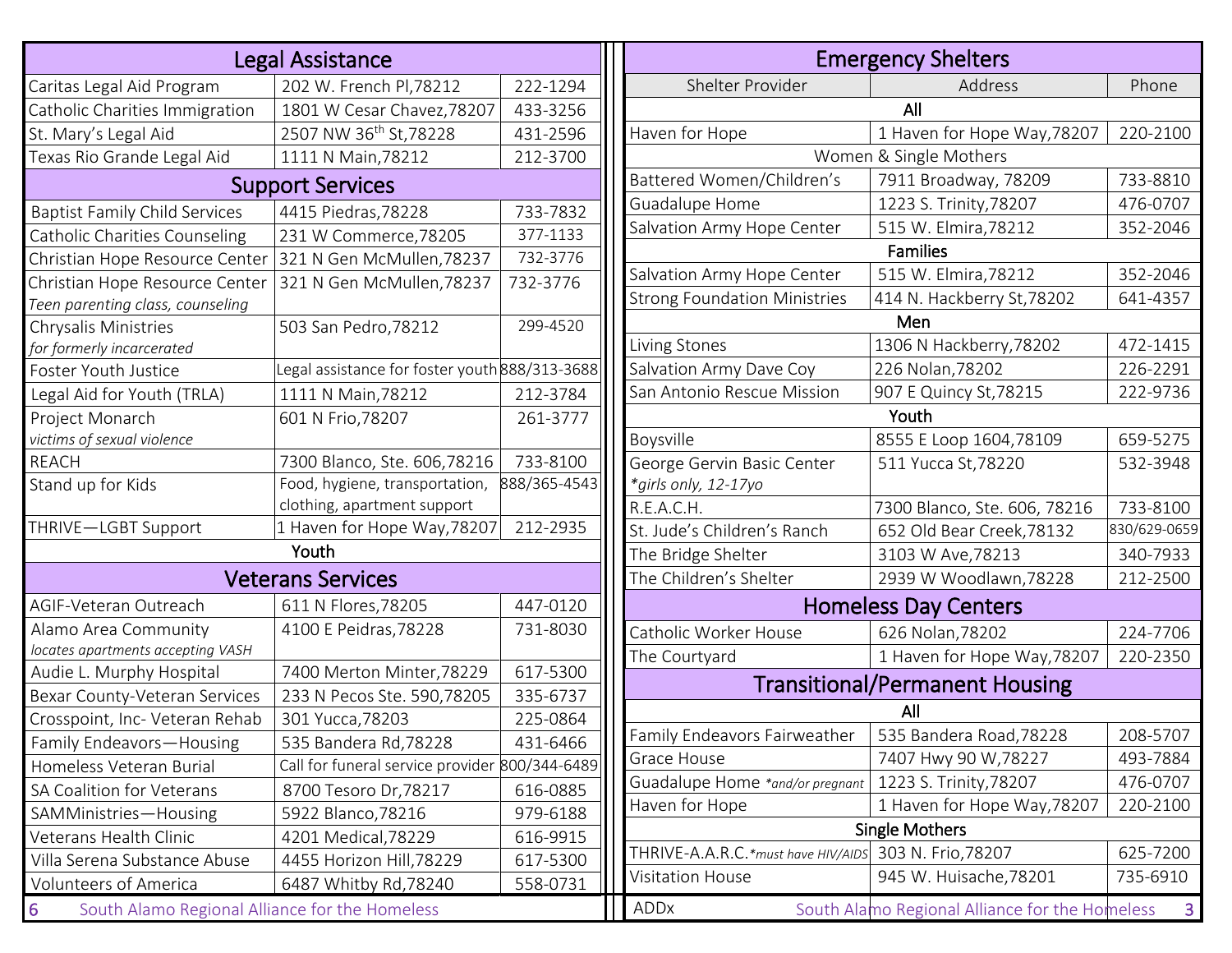## Legal Assistance

| Legal Assistance | | |
|---|---|---|
| Caritas Legal Aid Program | 202 W. French Pl,78212 | 222-1294 |
| Catholic Charities Immigration | 1801 W Cesar Chavez,78207 | 433-3256 |
| St. Mary's Legal Aid | 2507 NW 36th St,78228 | 431-2596 |
| Texas Rio Grande Legal Aid | 1111 N Main,78212 | 212-3700 |

## Support Services

| Support Services | | |
|---|---|---|
| Baptist Family Child Services | 4415 Piedras,78228 | 733-7832 |
| Catholic Charities Counseling | 231 W Commerce,78205 | 377-1133 |
| Christian Hope Resource Center | 321 N Gen McMullen,78237 | 732-3776 |
| Christian Hope Resource Center *Teen parenting class, counseling* | 321 N Gen McMullen,78237 | 732-3776 |
| Chrysalis Ministries *for formerly incarcerated* | 503 San Pedro,78212 | 299-4520 |
| Foster Youth Justice | Legal assistance for foster youth | 888/313-3688 |
| Legal Aid for Youth (TRLA) | 1111 N Main,78212 | 212-3784 |
| Project Monarch *victims of sexual violence* | 601 N Frio,78207 | 261-3777 |
| REACH | 7300 Blanco, Ste. 606,78216 | 733-8100 |
| Stand up for Kids | Food, hygiene, transportation, clothing, apartment support | 888/365-4543 |
| THRIVE—LGBT Support | 1 Haven for Hope Way,78207 | 212-2935 |
| **Youth** | | |

## Veterans Services

| Veterans Services | | |
|---|---|---|
| AGIF-Veteran Outreach | 611 N Flores,78205 | 447-0120 |
| Alamo Area Community *locates apartments accepting VASH* | 4100 E Peidras,78228 | 731-8030 |
| Audie L. Murphy Hospital | 7400 Merton Minter,78229 | 617-5300 |
| Bexar County-Veteran Services | 233 N Pecos Ste. 590,78205 | 335-6737 |
| Crosspoint, Inc- Veteran Rehab | 301 Yucca,78203 | 225-0864 |
| Family Endeavors—Housing | 535 Bandera Rd,78228 | 431-6466 |
| Homeless Veteran Burial | Call for funeral service provider | 800/344-6489 |
| SA Coalition for Veterans | 8700 Tesoro Dr,78217 | 616-0885 |
| SAMMinistries—Housing | 5922 Blanco,78216 | 979-6188 |
| Veterans Health Clinic | 4201 Medical,78229 | 616-9915 |
| Villa Serena Substance Abuse | 4455 Horizon Hill,78229 | 617-5300 |
| Volunteers of America | 6487 Whitby Rd,78240 | 558-0731 |

## Emergency Shelters

| Shelter Provider | Address | Phone |
|---|---|---|
| **All** | | |
| Haven for Hope | 1 Haven for Hope Way,78207 | 220-2100 |
| **Women & Single Mothers** | | |
| Battered Women/Children's | 7911 Broadway, 78209 | 733-8810 |
| Guadalupe Home | 1223 S. Trinity,78207 | 476-0707 |
| Salvation Army Hope Center | 515 W. Elmira,78212 | 352-2046 |
| **Families** | | |
| Salvation Army Hope Center | 515 W. Elmira,78212 | 352-2046 |
| Strong Foundation Ministries | 414 N. Hackberry St,78202 | 641-4357 |
| **Men** | | |
| Living Stones | 1306 N Hackberry,78202 | 472-1415 |
| Salvation Army Dave Coy | 226 Nolan,78202 | 226-2291 |
| San Antonio Rescue Mission | 907 E Quincy St,78215 | 222-9736 |
| **Youth** | | |
| Boysville | 8555 E Loop 1604,78109 | 659-5275 |
| George Gervin Basic Center *\*girls only, 12-17yo* | 511 Yucca St,78220 | 532-3948 |
| R.E.A.C.H. | 7300 Blanco, Ste. 606, 78216 | 733-8100 |
| St. Jude's Children's Ranch | 652 Old Bear Creek,78132 | 830/629-0659 |
| The Bridge Shelter | 3103 W Ave,78213 | 340-7933 |
| The Children's Shelter | 2939 W Woodlawn,78228 | 212-2500 |

## Homeless Day Centers

| Homeless Day Centers | | |
|---|---|---|
| Catholic Worker House | 626 Nolan,78202 | 224-7706 |
| The Courtyard | 1 Haven for Hope Way,78207 | 220-2350 |

## Transitional/Permanent Housing

| Transitional/Permanent Housing | | |
|---|---|---|
| **All** | | |
| Family Endeavors Fairweather | 535 Bandera Road,78228 | 208-5707 |
| Grace House | 7407 Hwy 90 W,78227 | 493-7884 |
| Guadalupe Home *\*and/or pregnant* | 1223 S. Trinity,78207 | 476-0707 |
| Haven for Hope | 1 Haven for Hope Way,78207 | 220-2100 |
| **Single Mothers** | | |
| THRIVE-A.A.R.C. *\*must have HIV/AIDS* | 303 N. Frio,78207 | 625-7200 |
| Visitation House | 945 W. Huisache,78201 | 735-6910 |

ADDx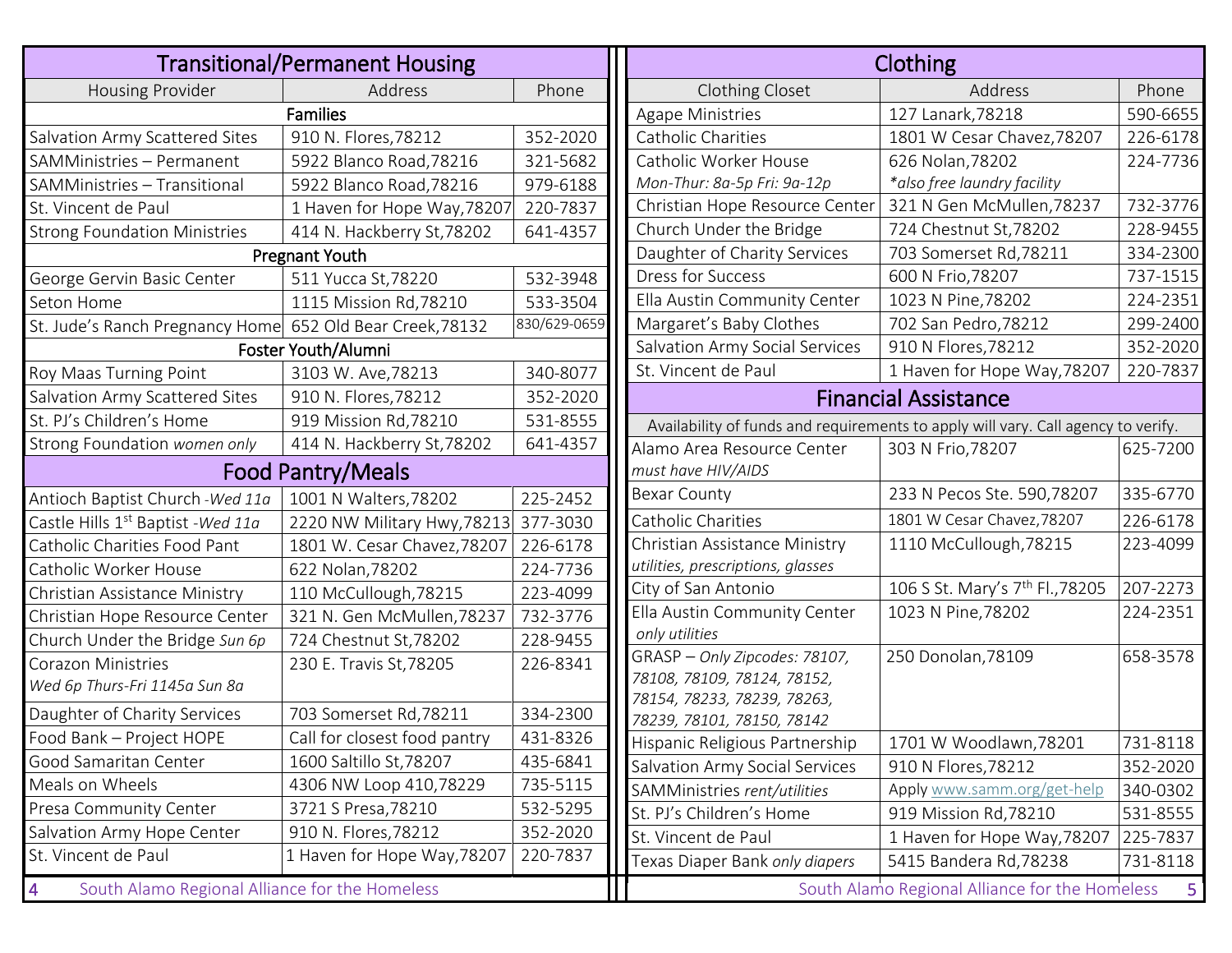## Transitional/Permanent Housing

| Housing Provider | Address | Phone |
|---|---|---|
| **Families** | | |
| Salvation Army Scattered Sites | 910 N. Flores,78212 | 352-2020 |
| SAMMinistries – Permanent | 5922 Blanco Road,78216 | 321-5682 |
| SAMMinistries – Transitional | 5922 Blanco Road,78216 | 979-6188 |
| St. Vincent de Paul | 1 Haven for Hope Way,78207 | 220-7837 |
| Strong Foundation Ministries | 414 N. Hackberry St,78202 | 641-4357 |
| **Pregnant Youth** | | |
| George Gervin Basic Center | 511 Yucca St,78220 | 532-3948 |
| Seton Home | 1115 Mission Rd,78210 | 533-3504 |
| St. Jude's Ranch Pregnancy Home | 652 Old Bear Creek,78132 | 830/629-0659 |
| **Foster Youth/Alumni** | | |
| Roy Maas Turning Point | 3103 W. Ave,78213 | 340-8077 |
| Salvation Army Scattered Sites | 910 N. Flores,78212 | 352-2020 |
| St. PJ's Children's Home | 919 Mission Rd,78210 | 531-8555 |
| Strong Foundation *women only* | 414 N. Hackberry St,78202 | 641-4357 |

## Food Pantry/Meals

| | | |
|---|---|---|
| Antioch Baptist Church *-Wed 11a* | 1001 N Walters,78202 | 225-2452 |
| Castle Hills 1st Baptist *-Wed 11a* | 2220 NW Military Hwy,78213 | 377-3030 |
| Catholic Charities Food Pant | 1801 W. Cesar Chavez,78207 | 226-6178 |
| Catholic Worker House | 622 Nolan,78202 | 224-7736 |
| Christian Assistance Ministry | 110 McCullough,78215 | 223-4099 |
| Christian Hope Resource Center | 321 N. Gen McMullen,78237 | 732-3776 |
| Church Under the Bridge *Sun 6p* | 724 Chestnut St,78202 | 228-9455 |
| Corazon Ministries *Wed 6p Thurs-Fri 1145a Sun 8a* | 230 E. Travis St,78205 | 226-8341 |
| Daughter of Charity Services | 703 Somerset Rd,78211 | 334-2300 |
| Food Bank – Project HOPE | Call for closest food pantry | 431-8326 |
| Good Samaritan Center | 1600 Saltillo St,78207 | 435-6841 |
| Meals on Wheels | 4306 NW Loop 410,78229 | 735-5115 |
| Presa Community Center | 3721 S Presa,78210 | 532-5295 |
| Salvation Army Hope Center | 910 N. Flores,78212 | 352-2020 |
| St. Vincent de Paul | 1 Haven for Hope Way,78207 | 220-7837 |

## Clothing

| Clothing Closet | Address | Phone |
|---|---|---|
| Agape Ministries | 127 Lanark,78218 | 590-6655 |
| Catholic Charities | 1801 W Cesar Chavez,78207 | 226-6178 |
| Catholic Worker House *Mon-Thur: 8a-5p Fri: 9a-12p* | 626 Nolan,78202 *\*also free laundry facility* | 224-7736 |
| Christian Hope Resource Center | 321 N Gen McMullen,78237 | 732-3776 |
| Church Under the Bridge | 724 Chestnut St,78202 | 228-9455 |
| Daughter of Charity Services | 703 Somerset Rd,78211 | 334-2300 |
| Dress for Success | 600 N Frio,78207 | 737-1515 |
| Ella Austin Community Center | 1023 N Pine,78202 | 224-2351 |
| Margaret's Baby Clothes | 702 San Pedro,78212 | 299-2400 |
| Salvation Army Social Services | 910 N Flores,78212 | 352-2020 |
| St. Vincent de Paul | 1 Haven for Hope Way,78207 | 220-7837 |

## Financial Assistance

Availability of funds and requirements to apply will vary. Call agency to verify.

| | | |
|---|---|---|
| Alamo Area Resource Center *must have HIV/AIDS* | 303 N Frio,78207 | 625-7200 |
| Bexar County | 233 N Pecos Ste. 590,78207 | 335-6770 |
| Catholic Charities | 1801 W Cesar Chavez,78207 | 226-6178 |
| Christian Assistance Ministry *utilities, prescriptions, glasses* | 1110 McCullough,78215 | 223-4099 |
| City of San Antonio | 106 S St. Mary's 7th Fl.,78205 | 207-2273 |
| Ella Austin Community Center *only utilities* | 1023 N Pine,78202 | 224-2351 |
| GRASP – *Only Zipcodes: 78107, 78108, 78109, 78124, 78152, 78154, 78233, 78239, 78263, 78239, 78101, 78150, 78142* | 250 Donolan,78109 | 658-3578 |
| Hispanic Religious Partnership | 1701 W Woodlawn,78201 | 731-8118 |
| Salvation Army Social Services | 910 N Flores,78212 | 352-2020 |
| SAMMinistries *rent/utilities* | Apply www.samm.org/get-help | 340-0302 |
| St. PJ's Children's Home | 919 Mission Rd,78210 | 531-8555 |
| St. Vincent de Paul | 1 Haven for Hope Way,78207 | 225-7837 |
| Texas Diaper Bank *only diapers* | 5415 Bandera Rd,78238 | 731-8118 |